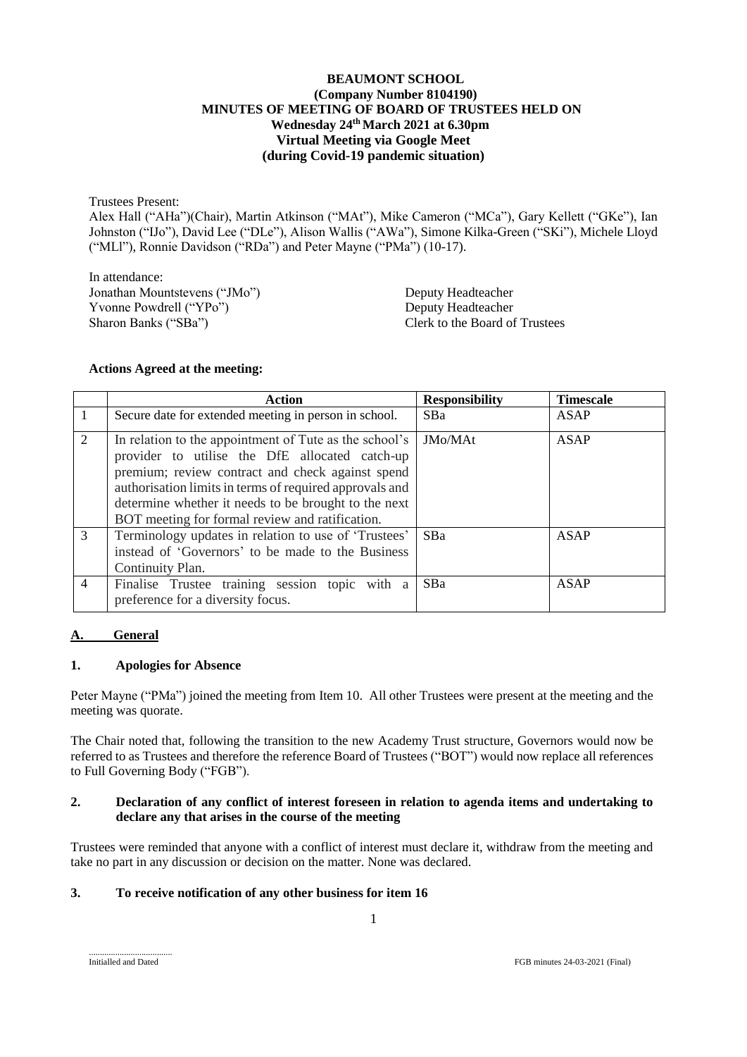# BEAUMONT SCHOOL
## (Company Number 8104190)
## MINUTES OF MEETING OF BOARD OF TRUSTEES HELD ON Wednesday 24th March 2021 at 6.30pm
## Virtual Meeting via Google Meet (during Covid-19 pandemic situation)

Trustees Present:
Alex Hall ("AHa")(Chair), Martin Atkinson ("MAt"), Mike Cameron ("MCa"), Gary Kellett ("GKe"), Ian Johnston ("IJo"), David Lee ("DLe"), Alison Wallis ("AWa"), Simone Kilka-Green ("SKi"), Michele Lloyd ("MLl"), Ronnie Davidson ("RDa") and Peter Mayne ("PMa") (10-17).

In attendance:

| | |
|---|---|
| Jonathan Mountstevens ("JMo") | Deputy Headteacher |
| Yvonne Powdrell ("YPo") | Deputy Headteacher |
| Sharon Banks ("SBa") | Clerk to the Board of Trustees |

**Actions Agreed at the meeting:**

| | Action | Responsibility | Timescale |
|---|---|---|---|
| 1 | Secure date for extended meeting in person in school. | SBa | ASAP |
| 2 | In relation to the appointment of Tute as the school's provider to utilise the DfE allocated catch-up premium; review contract and check against spend authorisation limits in terms of required approvals and determine whether it needs to be brought to the next BOT meeting for formal review and ratification. | JMo/MAt | ASAP |
| 3 | Terminology updates in relation to use of 'Trustees' instead of 'Governors' to be made to the Business Continuity Plan. | SBa | ASAP |
| 4 | Finalise Trustee training session topic with a preference for a diversity focus. | SBa | ASAP |

## A. General

### 1. Apologies for Absence

Peter Mayne ("PMa") joined the meeting from Item 10. All other Trustees were present at the meeting and the meeting was quorate.

The Chair noted that, following the transition to the new Academy Trust structure, Governors would now be referred to as Trustees and therefore the reference Board of Trustees ("BOT") would now replace all references to Full Governing Body ("FGB").

### 2. Declaration of any conflict of interest foreseen in relation to agenda items and undertaking to declare any that arises in the course of the meeting

Trustees were reminded that anyone with a conflict of interest must declare it, withdraw from the meeting and take no part in any discussion or decision on the matter. None was declared.

### 3. To receive notification of any other business for item 16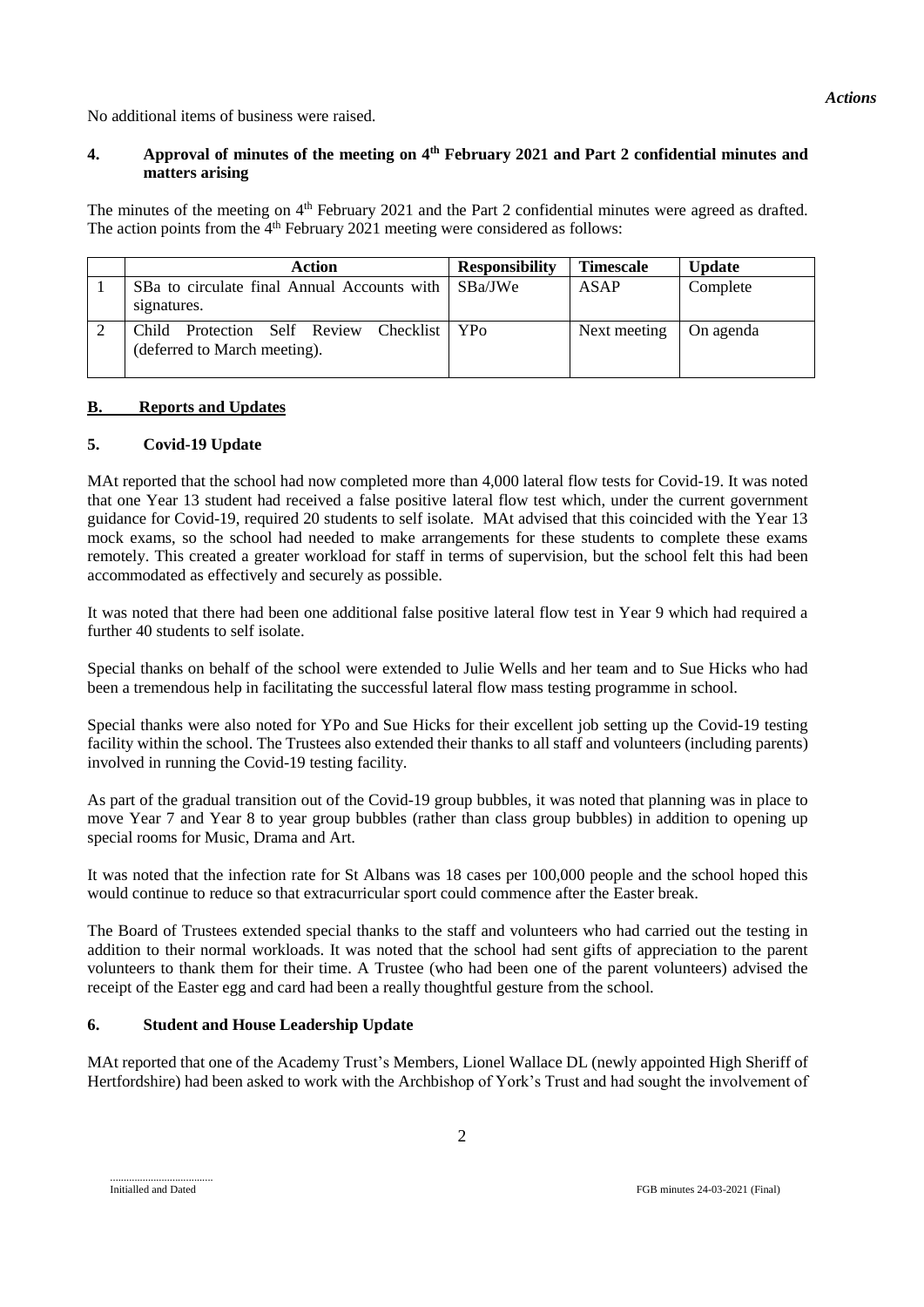*Actions*

No additional items of business were raised.

**4. Approval of minutes of the meeting on 4th February 2021 and Part 2 confidential minutes and matters arising**

The minutes of the meeting on 4th February 2021 and the Part 2 confidential minutes were agreed as drafted. The action points from the 4th February 2021 meeting were considered as follows:

| | Action | Responsibility | Timescale | Update |
|---|---|---|---|---|
| 1 | SBa to circulate final Annual Accounts with signatures. | SBa/JWe | ASAP | Complete |
| 2 | Child Protection Self Review Checklist (deferred to March meeting). | YPo | Next meeting | On agenda |

## B. Reports and Updates

**5. Covid-19 Update**

MAt reported that the school had now completed more than 4,000 lateral flow tests for Covid-19. It was noted that one Year 13 student had received a false positive lateral flow test which, under the current government guidance for Covid-19, required 20 students to self isolate. MAt advised that this coincided with the Year 13 mock exams, so the school had needed to make arrangements for these students to complete these exams remotely. This created a greater workload for staff in terms of supervision, but the school felt this had been accommodated as effectively and securely as possible.

It was noted that there had been one additional false positive lateral flow test in Year 9 which had required a further 40 students to self isolate.

Special thanks on behalf of the school were extended to Julie Wells and her team and to Sue Hicks who had been a tremendous help in facilitating the successful lateral flow mass testing programme in school.

Special thanks were also noted for YPo and Sue Hicks for their excellent job setting up the Covid-19 testing facility within the school. The Trustees also extended their thanks to all staff and volunteers (including parents) involved in running the Covid-19 testing facility.

As part of the gradual transition out of the Covid-19 group bubbles, it was noted that planning was in place to move Year 7 and Year 8 to year group bubbles (rather than class group bubbles) in addition to opening up special rooms for Music, Drama and Art.

It was noted that the infection rate for St Albans was 18 cases per 100,000 people and the school hoped this would continue to reduce so that extracurricular sport could commence after the Easter break.

The Board of Trustees extended special thanks to the staff and volunteers who had carried out the testing in addition to their normal workloads. It was noted that the school had sent gifts of appreciation to the parent volunteers to thank them for their time. A Trustee (who had been one of the parent volunteers) advised the receipt of the Easter egg and card had been a really thoughtful gesture from the school.

**6. Student and House Leadership Update**

MAt reported that one of the Academy Trust's Members, Lionel Wallace DL (newly appointed High Sheriff of Hertfordshire) had been asked to work with the Archbishop of York's Trust and had sought the involvement of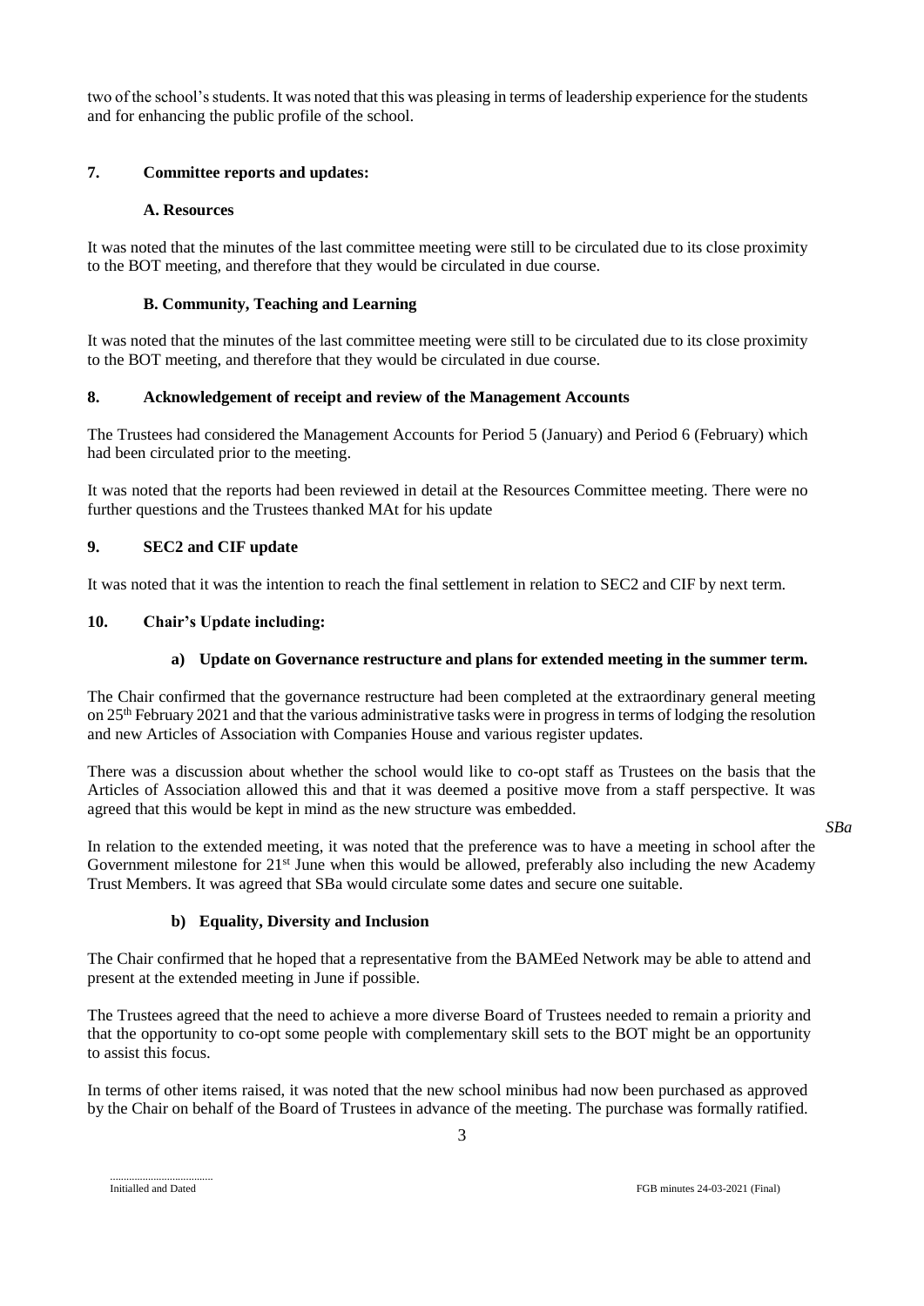two of the school's students. It was noted that this was pleasing in terms of leadership experience for the students and for enhancing the public profile of the school.

## 7. Committee reports and updates:

### A. Resources

It was noted that the minutes of the last committee meeting were still to be circulated due to its close proximity to the BOT meeting, and therefore that they would be circulated in due course.

### B. Community, Teaching and Learning

It was noted that the minutes of the last committee meeting were still to be circulated due to its close proximity to the BOT meeting, and therefore that they would be circulated in due course.

## 8. Acknowledgement of receipt and review of the Management Accounts

The Trustees had considered the Management Accounts for Period 5 (January) and Period 6 (February) which had been circulated prior to the meeting.

It was noted that the reports had been reviewed in detail at the Resources Committee meeting. There were no further questions and the Trustees thanked MAt for his update

## 9. SEC2 and CIF update

It was noted that it was the intention to reach the final settlement in relation to SEC2 and CIF by next term.

## 10. Chair's Update including:

### a) Update on Governance restructure and plans for extended meeting in the summer term.

The Chair confirmed that the governance restructure had been completed at the extraordinary general meeting on 25th February 2021 and that the various administrative tasks were in progress in terms of lodging the resolution and new Articles of Association with Companies House and various register updates.

There was a discussion about whether the school would like to co-opt staff as Trustees on the basis that the Articles of Association allowed this and that it was deemed a positive move from a staff perspective. It was agreed that this would be kept in mind as the new structure was embedded.

*SBa*

In relation to the extended meeting, it was noted that the preference was to have a meeting in school after the Government milestone for 21st June when this would be allowed, preferably also including the new Academy Trust Members. It was agreed that SBa would circulate some dates and secure one suitable.

### b) Equality, Diversity and Inclusion

The Chair confirmed that he hoped that a representative from the BAMEed Network may be able to attend and present at the extended meeting in June if possible.

The Trustees agreed that the need to achieve a more diverse Board of Trustees needed to remain a priority and that the opportunity to co-opt some people with complementary skill sets to the BOT might be an opportunity to assist this focus.

In terms of other items raised, it was noted that the new school minibus had now been purchased as approved by the Chair on behalf of the Board of Trustees in advance of the meeting. The purchase was formally ratified.

.....................................
Initialled and Dated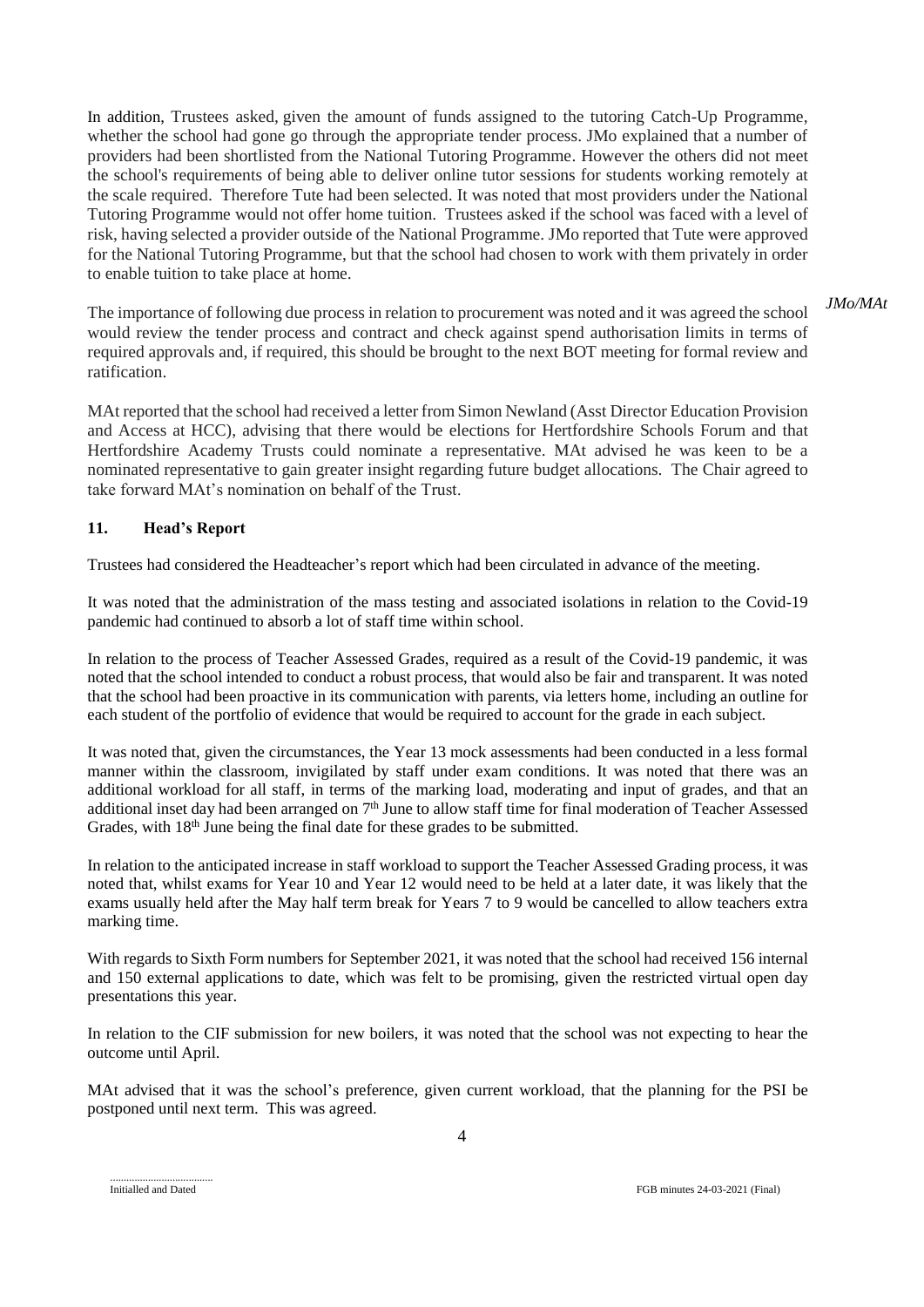In addition, Trustees asked, given the amount of funds assigned to the tutoring Catch-Up Programme, whether the school had gone go through the appropriate tender process. JMo explained that a number of providers had been shortlisted from the National Tutoring Programme. However the others did not meet the school's requirements of being able to deliver online tutor sessions for students working remotely at the scale required. Therefore Tute had been selected. It was noted that most providers under the National Tutoring Programme would not offer home tuition. Trustees asked if the school was faced with a level of risk, having selected a provider outside of the National Programme. JMo reported that Tute were approved for the National Tutoring Programme, but that the school had chosen to work with them privately in order to enable tuition to take place at home.

The importance of following due process in relation to procurement was noted and it was agreed the school would review the tender process and contract and check against spend authorisation limits in terms of required approvals and, if required, this should be brought to the next BOT meeting for formal review and ratification. *JMo/MAt*

MAt reported that the school had received a letter from Simon Newland (Asst Director Education Provision and Access at HCC), advising that there would be elections for Hertfordshire Schools Forum and that Hertfordshire Academy Trusts could nominate a representative. MAt advised he was keen to be a nominated representative to gain greater insight regarding future budget allocations. The Chair agreed to take forward MAt's nomination on behalf of the Trust.

## 11. Head's Report

Trustees had considered the Headteacher's report which had been circulated in advance of the meeting.

It was noted that the administration of the mass testing and associated isolations in relation to the Covid-19 pandemic had continued to absorb a lot of staff time within school.

In relation to the process of Teacher Assessed Grades, required as a result of the Covid-19 pandemic, it was noted that the school intended to conduct a robust process, that would also be fair and transparent. It was noted that the school had been proactive in its communication with parents, via letters home, including an outline for each student of the portfolio of evidence that would be required to account for the grade in each subject.

It was noted that, given the circumstances, the Year 13 mock assessments had been conducted in a less formal manner within the classroom, invigilated by staff under exam conditions. It was noted that there was an additional workload for all staff, in terms of the marking load, moderating and input of grades, and that an additional inset day had been arranged on 7th June to allow staff time for final moderation of Teacher Assessed Grades, with 18th June being the final date for these grades to be submitted.

In relation to the anticipated increase in staff workload to support the Teacher Assessed Grading process, it was noted that, whilst exams for Year 10 and Year 12 would need to be held at a later date, it was likely that the exams usually held after the May half term break for Years 7 to 9 would be cancelled to allow teachers extra marking time.

With regards to Sixth Form numbers for September 2021, it was noted that the school had received 156 internal and 150 external applications to date, which was felt to be promising, given the restricted virtual open day presentations this year.

In relation to the CIF submission for new boilers, it was noted that the school was not expecting to hear the outcome until April.

MAt advised that it was the school's preference, given current workload, that the planning for the PSI be postponed until next term. This was agreed.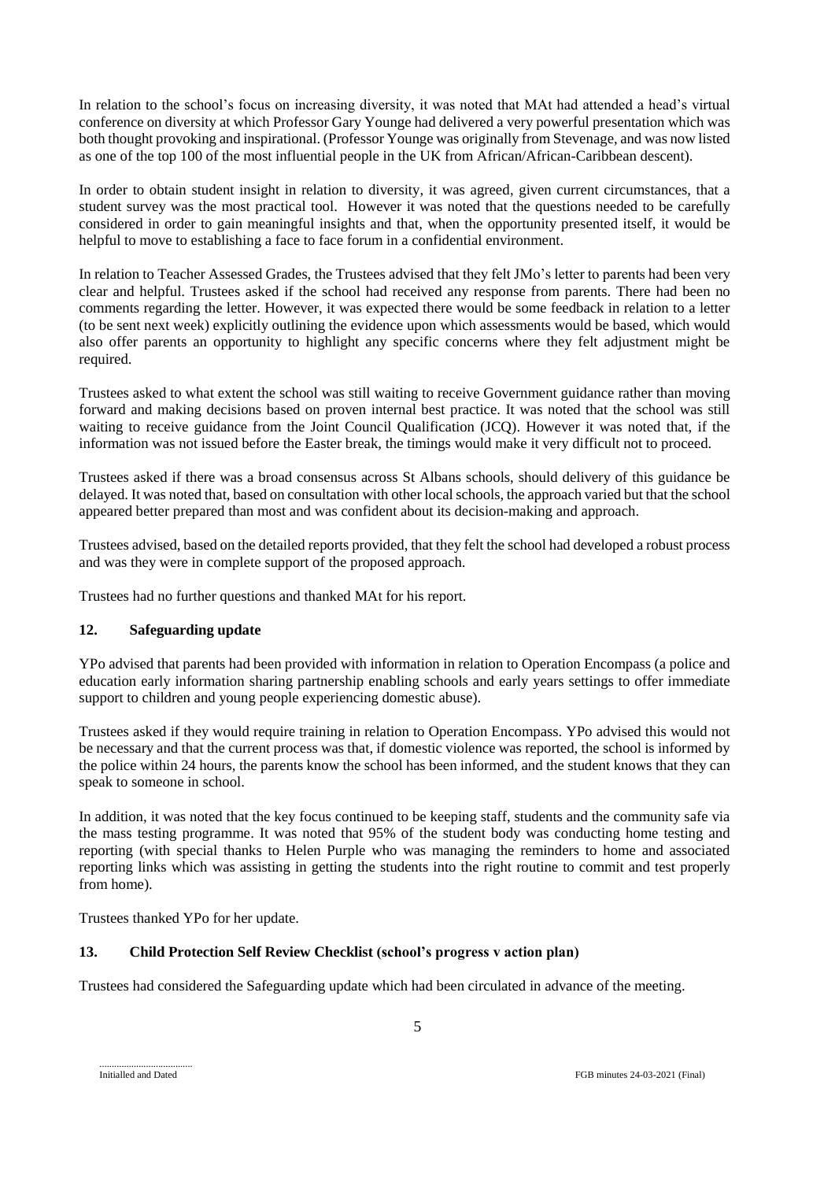In relation to the school's focus on increasing diversity, it was noted that MAt had attended a head's virtual conference on diversity at which Professor Gary Younge had delivered a very powerful presentation which was both thought provoking and inspirational. (Professor Younge was originally from Stevenage, and was now listed as one of the top 100 of the most influential people in the UK from African/African-Caribbean descent).

In order to obtain student insight in relation to diversity, it was agreed, given current circumstances, that a student survey was the most practical tool. However it was noted that the questions needed to be carefully considered in order to gain meaningful insights and that, when the opportunity presented itself, it would be helpful to move to establishing a face to face forum in a confidential environment.

In relation to Teacher Assessed Grades, the Trustees advised that they felt JMo's letter to parents had been very clear and helpful. Trustees asked if the school had received any response from parents. There had been no comments regarding the letter. However, it was expected there would be some feedback in relation to a letter (to be sent next week) explicitly outlining the evidence upon which assessments would be based, which would also offer parents an opportunity to highlight any specific concerns where they felt adjustment might be required.

Trustees asked to what extent the school was still waiting to receive Government guidance rather than moving forward and making decisions based on proven internal best practice. It was noted that the school was still waiting to receive guidance from the Joint Council Qualification (JCQ). However it was noted that, if the information was not issued before the Easter break, the timings would make it very difficult not to proceed.

Trustees asked if there was a broad consensus across St Albans schools, should delivery of this guidance be delayed. It was noted that, based on consultation with other local schools, the approach varied but that the school appeared better prepared than most and was confident about its decision-making and approach.

Trustees advised, based on the detailed reports provided, that they felt the school had developed a robust process and was they were in complete support of the proposed approach.

Trustees had no further questions and thanked MAt for his report.

## 12. Safeguarding update

YPo advised that parents had been provided with information in relation to Operation Encompass (a police and education early information sharing partnership enabling schools and early years settings to offer immediate support to children and young people experiencing domestic abuse).

Trustees asked if they would require training in relation to Operation Encompass. YPo advised this would not be necessary and that the current process was that, if domestic violence was reported, the school is informed by the police within 24 hours, the parents know the school has been informed, and the student knows that they can speak to someone in school.

In addition, it was noted that the key focus continued to be keeping staff, students and the community safe via the mass testing programme. It was noted that 95% of the student body was conducting home testing and reporting (with special thanks to Helen Purple who was managing the reminders to home and associated reporting links which was assisting in getting the students into the right routine to commit and test properly from home).

Trustees thanked YPo for her update.

## 13. Child Protection Self Review Checklist (school's progress v action plan)

Trustees had considered the Safeguarding update which had been circulated in advance of the meeting.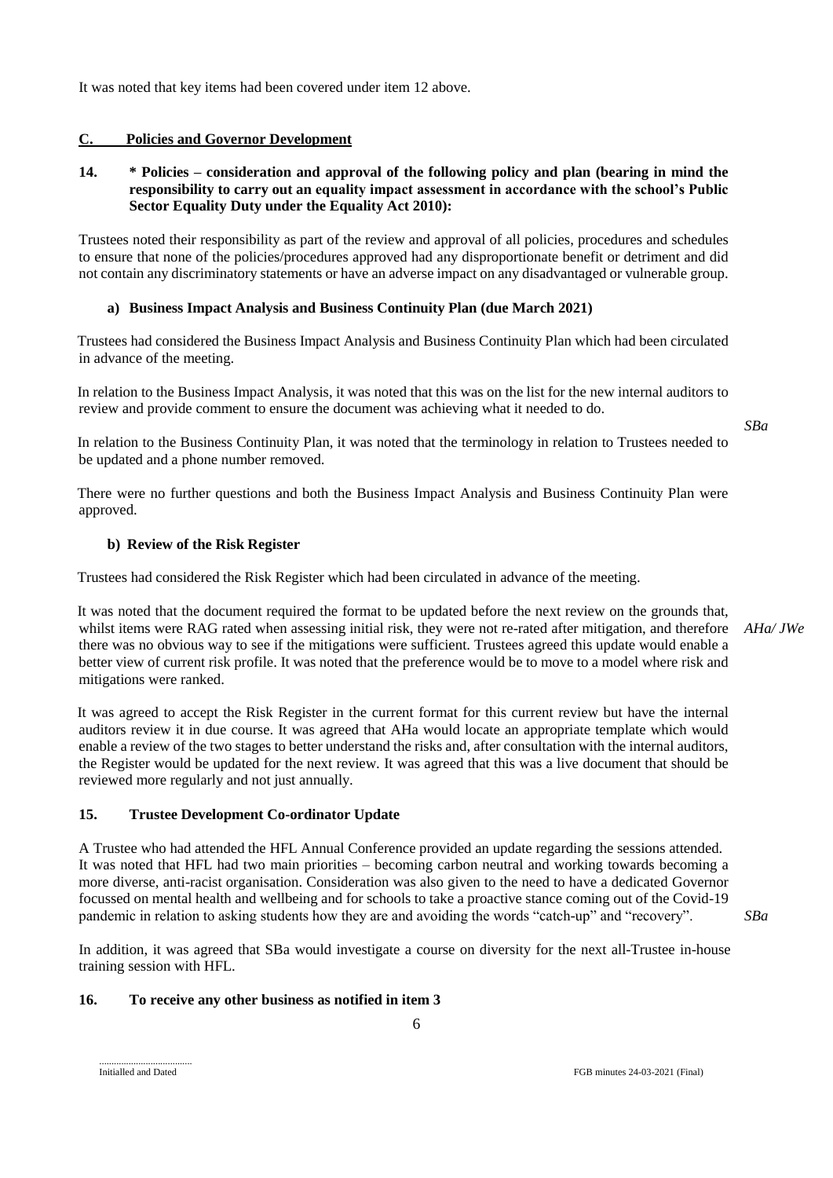It was noted that key items had been covered under item 12 above.

## C. Policies and Governor Development

### 14. * Policies – consideration and approval of the following policy and plan (bearing in mind the responsibility to carry out an equality impact assessment in accordance with the school's Public Sector Equality Duty under the Equality Act 2010):

Trustees noted their responsibility as part of the review and approval of all policies, procedures and schedules to ensure that none of the policies/procedures approved had any disproportionate benefit or detriment and did not contain any discriminatory statements or have an adverse impact on any disadvantaged or vulnerable group.

#### a) Business Impact Analysis and Business Continuity Plan (due March 2021)

Trustees had considered the Business Impact Analysis and Business Continuity Plan which had been circulated in advance of the meeting.

In relation to the Business Impact Analysis, it was noted that this was on the list for the new internal auditors to review and provide comment to ensure the document was achieving what it needed to do.

In relation to the Business Continuity Plan, it was noted that the terminology in relation to Trustees needed to be updated and a phone number removed. *SBa*

There were no further questions and both the Business Impact Analysis and Business Continuity Plan were approved.

#### b) Review of the Risk Register

Trustees had considered the Risk Register which had been circulated in advance of the meeting.

It was noted that the document required the format to be updated before the next review on the grounds that, whilst items were RAG rated when assessing initial risk, they were not re-rated after mitigation, and therefore there was no obvious way to see if the mitigations were sufficient. Trustees agreed this update would enable a better view of current risk profile. It was noted that the preference would be to move to a model where risk and mitigations were ranked. *AHa/ JWe*

It was agreed to accept the Risk Register in the current format for this current review but have the internal auditors review it in due course. It was agreed that AHa would locate an appropriate template which would enable a review of the two stages to better understand the risks and, after consultation with the internal auditors, the Register would be updated for the next review. It was agreed that this was a live document that should be reviewed more regularly and not just annually.

### 15. Trustee Development Co-ordinator Update

A Trustee who had attended the HFL Annual Conference provided an update regarding the sessions attended. It was noted that HFL had two main priorities – becoming carbon neutral and working towards becoming a more diverse, anti-racist organisation. Consideration was also given to the need to have a dedicated Governor focussed on mental health and wellbeing and for schools to take a proactive stance coming out of the Covid-19 pandemic in relation to asking students how they are and avoiding the words "catch-up" and "recovery". *SBa*

In addition, it was agreed that SBa would investigate a course on diversity for the next all-Trustee in-house training session with HFL.

### 16. To receive any other business as notified in item 3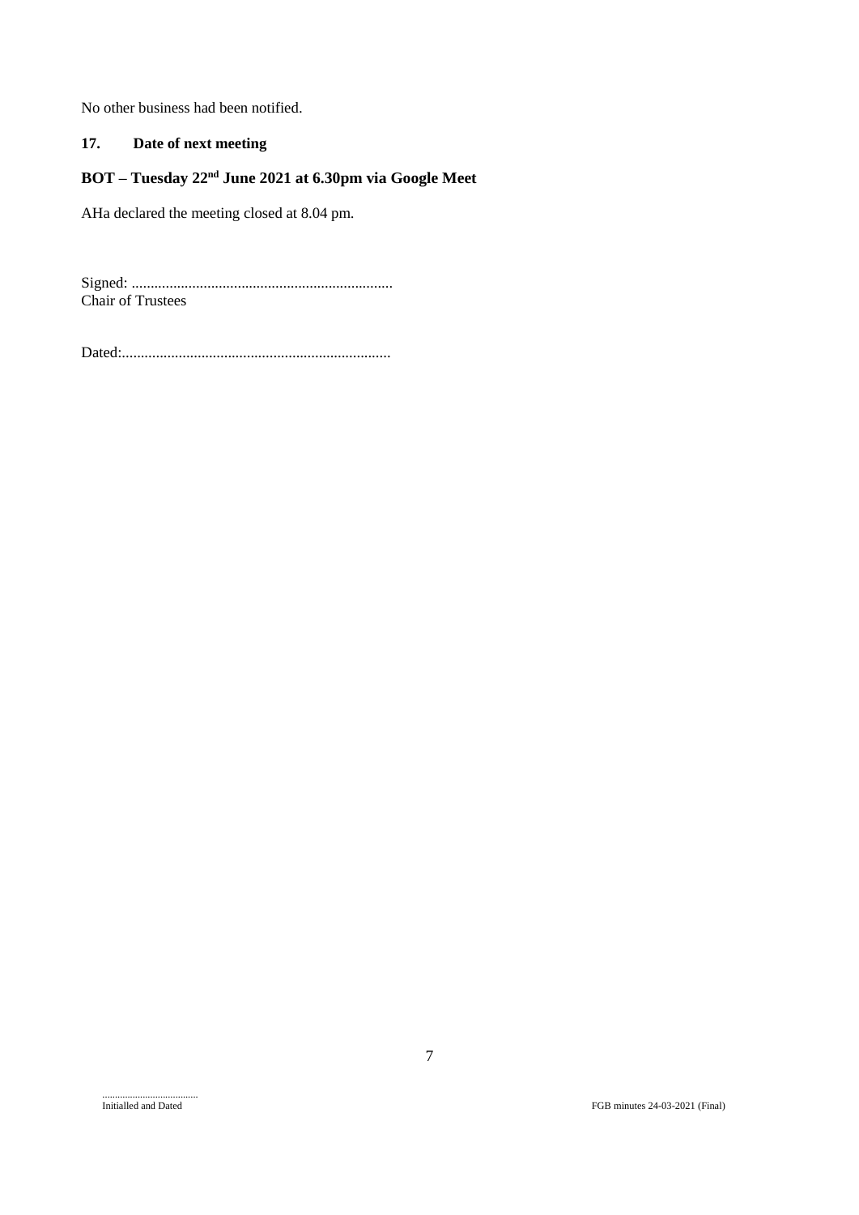No other business had been notified.

**17. Date of next meeting**

**BOT – Tuesday 22nd June 2021 at 6.30pm via Google Meet**

AHa declared the meeting closed at 8.04 pm.

Signed: ......................................................................
Chair of Trustees

Dated:........................................................................

.....................................
Initialled and Dated